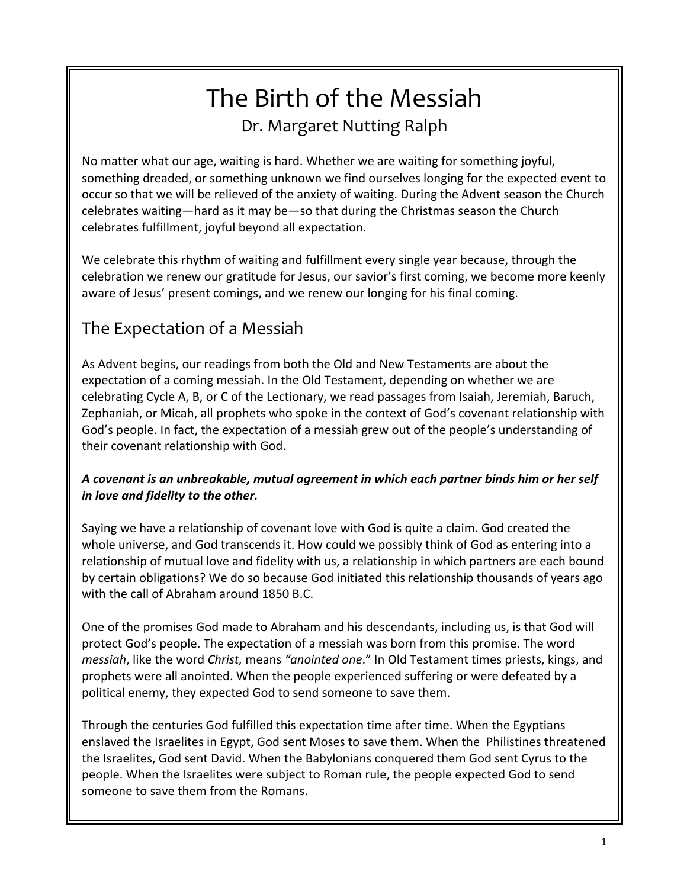# The Birth of the Messiah

Dr. Margaret Nutting Ralph

No matter what our age, waiting is hard. Whether we are waiting for something joyful, something dreaded, or something unknown we find ourselves longing for the expected event to occur so that we will be relieved of the anxiety of waiting. During the Advent season the Church celebrates waiting—hard as it may be—so that during the Christmas season the Church celebrates fulfillment, joyful beyond all expectation.

We celebrate this rhythm of waiting and fulfillment every single year because, through the celebration we renew our gratitude for Jesus, our savior's first coming, we become more keenly aware of Jesus' present comings, and we renew our longing for his final coming.

## The Expectation of a Messiah

As Advent begins, our readings from both the Old and New Testaments are about the expectation of a coming messiah. In the Old Testament, depending on whether we are celebrating Cycle A, B, or C of the Lectionary, we read passages from Isaiah, Jeremiah, Baruch, Zephaniah, or Micah, all prophets who spoke in the context of God's covenant relationship with God's people. In fact, the expectation of a messiah grew out of the people's understanding of their covenant relationship with God.

***A covenant is an unbreakable, mutual agreement in which each partner binds him or her self in love and fidelity to the other.***

Saying we have a relationship of covenant love with God is quite a claim. God created the whole universe, and God transcends it. How could we possibly think of God as entering into a relationship of mutual love and fidelity with us, a relationship in which partners are each bound by certain obligations? We do so because God initiated this relationship thousands of years ago with the call of Abraham around 1850 B.C.

One of the promises God made to Abraham and his descendants, including us, is that God will protect God's people. The expectation of a messiah was born from this promise. The word *messiah*, like the word *Christ,* means *"anointed one*." In Old Testament times priests, kings, and prophets were all anointed. When the people experienced suffering or were defeated by a political enemy, they expected God to send someone to save them.

Through the centuries God fulfilled this expectation time after time. When the Egyptians enslaved the Israelites in Egypt, God sent Moses to save them. When the Philistines threatened the Israelites, God sent David. When the Babylonians conquered them God sent Cyrus to the people. When the Israelites were subject to Roman rule, the people expected God to send someone to save them from the Romans.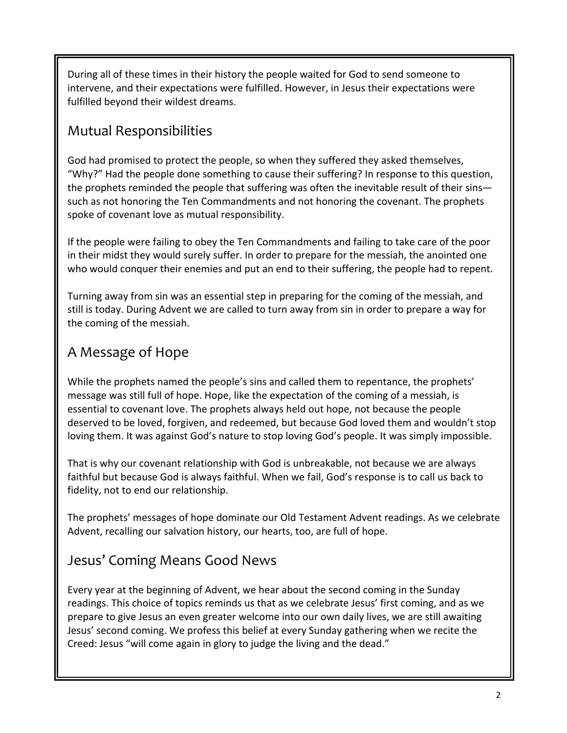During all of these times in their history the people waited for God to send someone to intervene, and their expectations were fulfilled. However, in Jesus their expectations were fulfilled beyond their wildest dreams.

## Mutual Responsibilities

God had promised to protect the people, so when they suffered they asked themselves, "Why?" Had the people done something to cause their suffering? In response to this question, the prophets reminded the people that suffering was often the inevitable result of their sins—such as not honoring the Ten Commandments and not honoring the covenant. The prophets spoke of covenant love as mutual responsibility.

If the people were failing to obey the Ten Commandments and failing to take care of the poor in their midst they would surely suffer. In order to prepare for the messiah, the anointed one who would conquer their enemies and put an end to their suffering, the people had to repent.

Turning away from sin was an essential step in preparing for the coming of the messiah, and still is today. During Advent we are called to turn away from sin in order to prepare a way for the coming of the messiah.

## A Message of Hope

While the prophets named the people's sins and called them to repentance, the prophets' message was still full of hope. Hope, like the expectation of the coming of a messiah, is essential to covenant love. The prophets always held out hope, not because the people deserved to be loved, forgiven, and redeemed, but because God loved them and wouldn't stop loving them. It was against God's nature to stop loving God's people. It was simply impossible.

That is why our covenant relationship with God is unbreakable, not because we are always faithful but because God is always faithful. When we fail, God's response is to call us back to fidelity, not to end our relationship.

The prophets' messages of hope dominate our Old Testament Advent readings. As we celebrate Advent, recalling our salvation history, our hearts, too, are full of hope.

## Jesus' Coming Means Good News

Every year at the beginning of Advent, we hear about the second coming in the Sunday readings. This choice of topics reminds us that as we celebrate Jesus' first coming, and as we prepare to give Jesus an even greater welcome into our own daily lives, we are still awaiting Jesus' second coming. We profess this belief at every Sunday gathering when we recite the Creed: Jesus "will come again in glory to judge the living and the dead."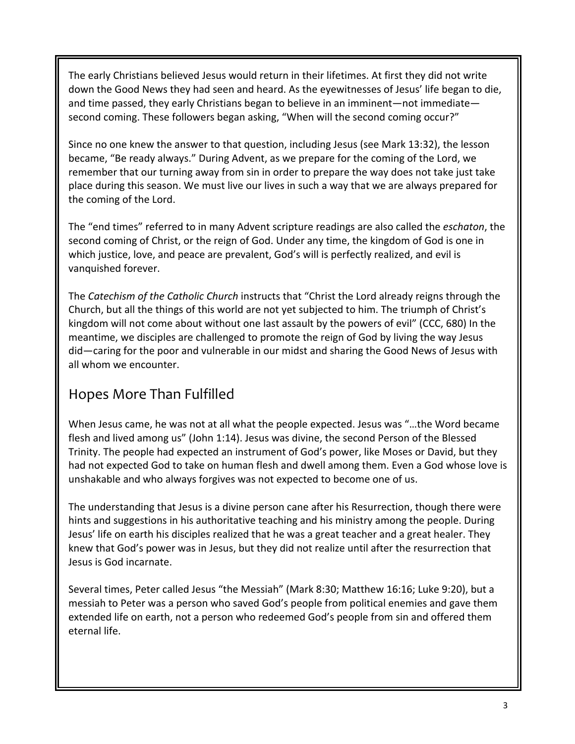The early Christians believed Jesus would return in their lifetimes. At first they did not write down the Good News they had seen and heard. As the eyewitnesses of Jesus' life began to die, and time passed, they early Christians began to believe in an imminent—not immediate—second coming. These followers began asking, "When will the second coming occur?"

Since no one knew the answer to that question, including Jesus (see Mark 13:32), the lesson became, "Be ready always." During Advent, as we prepare for the coming of the Lord, we remember that our turning away from sin in order to prepare the way does not take just take place during this season. We must live our lives in such a way that we are always prepared for the coming of the Lord.

The "end times" referred to in many Advent scripture readings are also called the *eschaton*, the second coming of Christ, or the reign of God. Under any time, the kingdom of God is one in which justice, love, and peace are prevalent, God's will is perfectly realized, and evil is vanquished forever.

The *Catechism of the Catholic Church* instructs that "Christ the Lord already reigns through the Church, but all the things of this world are not yet subjected to him. The triumph of Christ's kingdom will not come about without one last assault by the powers of evil" (CCC, 680) In the meantime, we disciples are challenged to promote the reign of God by living the way Jesus did—caring for the poor and vulnerable in our midst and sharing the Good News of Jesus with all whom we encounter.

## Hopes More Than Fulfilled

When Jesus came, he was not at all what the people expected. Jesus was "…the Word became flesh and lived among us" (John 1:14). Jesus was divine, the second Person of the Blessed Trinity. The people had expected an instrument of God's power, like Moses or David, but they had not expected God to take on human flesh and dwell among them. Even a God whose love is unshakable and who always forgives was not expected to become one of us.

The understanding that Jesus is a divine person cane after his Resurrection, though there were hints and suggestions in his authoritative teaching and his ministry among the people. During Jesus' life on earth his disciples realized that he was a great teacher and a great healer. They knew that God's power was in Jesus, but they did not realize until after the resurrection that Jesus is God incarnate.

Several times, Peter called Jesus "the Messiah" (Mark 8:30; Matthew 16:16; Luke 9:20), but a messiah to Peter was a person who saved God's people from political enemies and gave them extended life on earth, not a person who redeemed God's people from sin and offered them eternal life.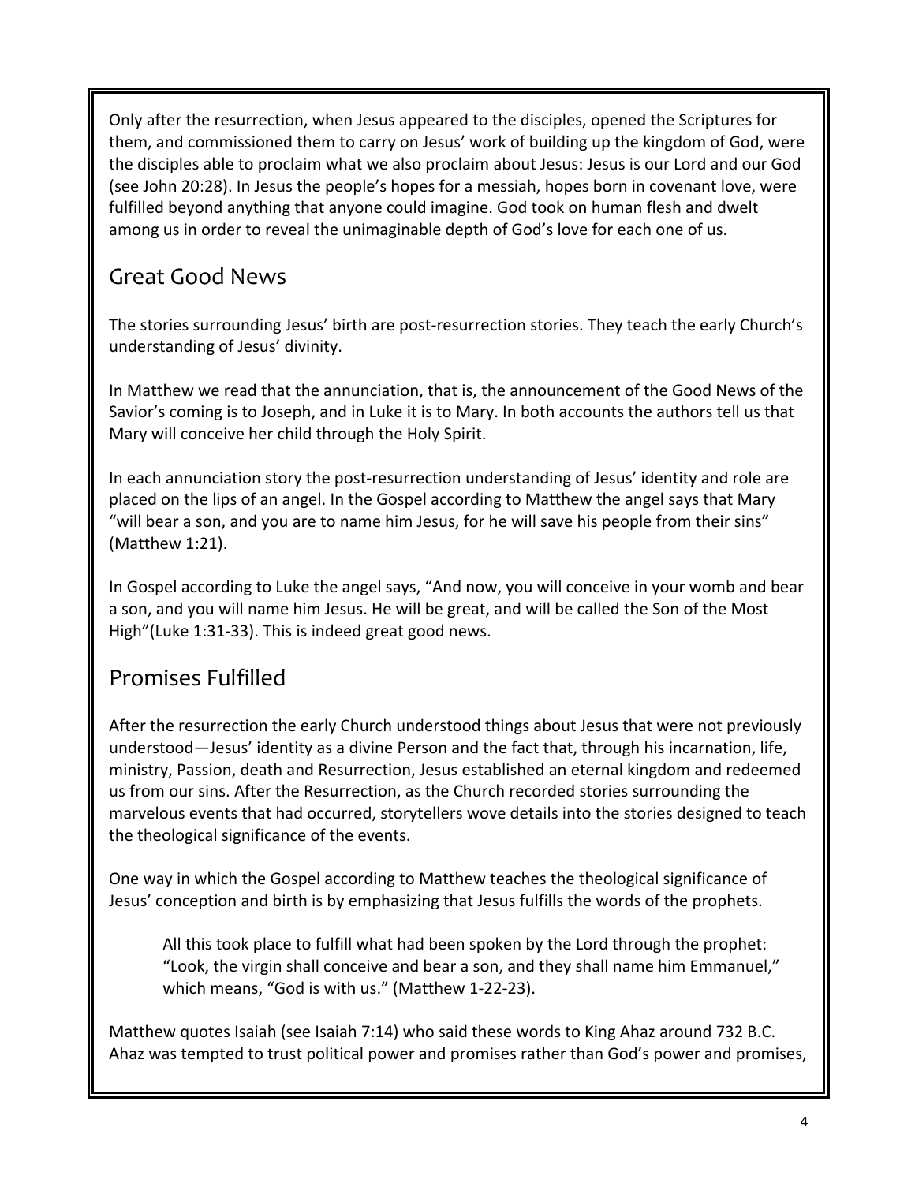Only after the resurrection, when Jesus appeared to the disciples, opened the Scriptures for them, and commissioned them to carry on Jesus' work of building up the kingdom of God, were the disciples able to proclaim what we also proclaim about Jesus: Jesus is our Lord and our God (see John 20:28). In Jesus the people's hopes for a messiah, hopes born in covenant love, were fulfilled beyond anything that anyone could imagine. God took on human flesh and dwelt among us in order to reveal the unimaginable depth of God's love for each one of us.

## Great Good News

The stories surrounding Jesus' birth are post-resurrection stories. They teach the early Church's understanding of Jesus' divinity.

In Matthew we read that the annunciation, that is, the announcement of the Good News of the Savior's coming is to Joseph, and in Luke it is to Mary. In both accounts the authors tell us that Mary will conceive her child through the Holy Spirit.

In each annunciation story the post-resurrection understanding of Jesus' identity and role are placed on the lips of an angel. In the Gospel according to Matthew the angel says that Mary "will bear a son, and you are to name him Jesus, for he will save his people from their sins" (Matthew 1:21).

In Gospel according to Luke the angel says, "And now, you will conceive in your womb and bear a son, and you will name him Jesus. He will be great, and will be called the Son of the Most High"(Luke 1:31-33). This is indeed great good news.

## Promises Fulfilled

After the resurrection the early Church understood things about Jesus that were not previously understood—Jesus' identity as a divine Person and the fact that, through his incarnation, life, ministry, Passion, death and Resurrection, Jesus established an eternal kingdom and redeemed us from our sins. After the Resurrection, as the Church recorded stories surrounding the marvelous events that had occurred, storytellers wove details into the stories designed to teach the theological significance of the events.

One way in which the Gospel according to Matthew teaches the theological significance of Jesus' conception and birth is by emphasizing that Jesus fulfills the words of the prophets.

> All this took place to fulfill what had been spoken by the Lord through the prophet: "Look, the virgin shall conceive and bear a son, and they shall name him Emmanuel," which means, "God is with us." (Matthew 1-22-23).

Matthew quotes Isaiah (see Isaiah 7:14) who said these words to King Ahaz around 732 B.C. Ahaz was tempted to trust political power and promises rather than God's power and promises,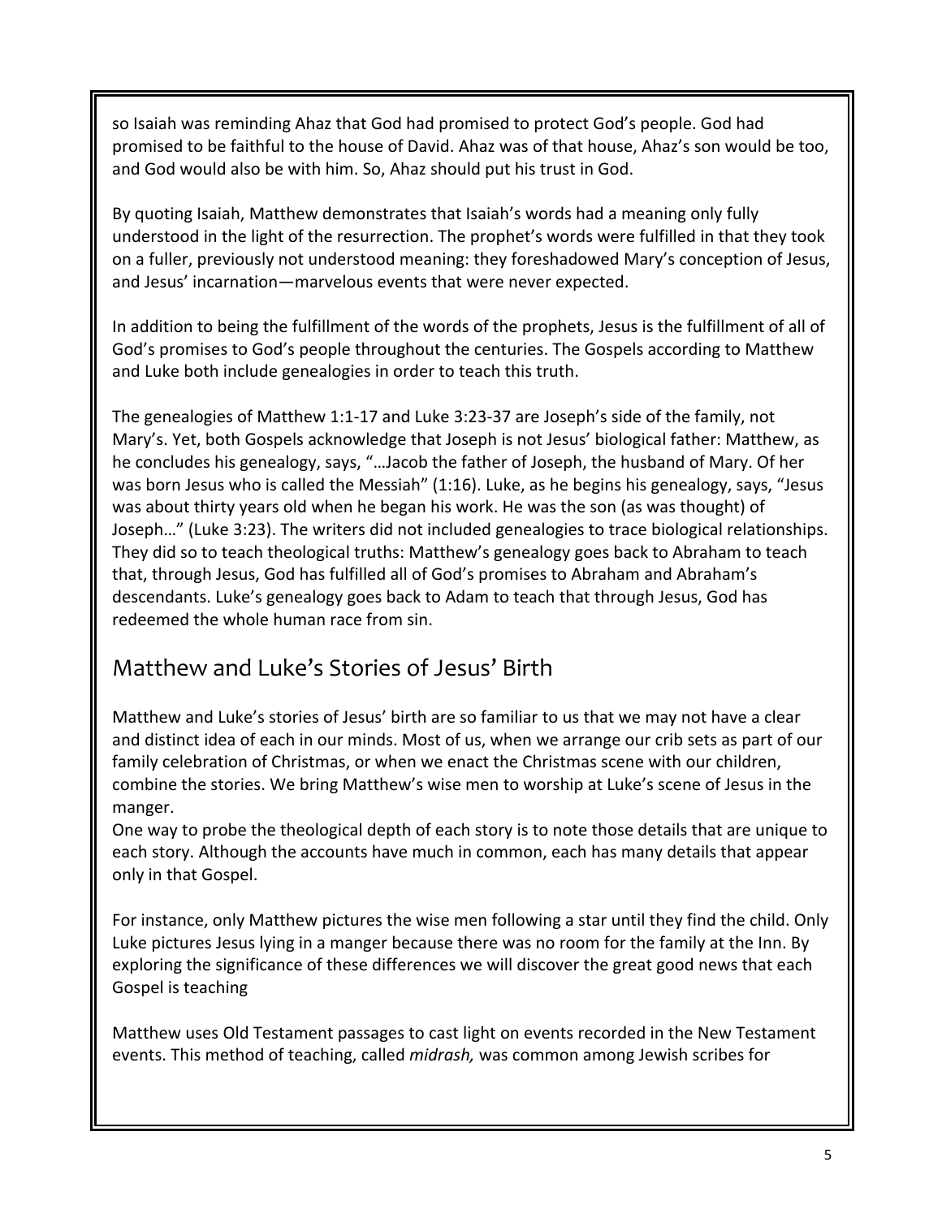so Isaiah was reminding Ahaz that God had promised to protect God's people. God had promised to be faithful to the house of David. Ahaz was of that house, Ahaz's son would be too, and God would also be with him. So, Ahaz should put his trust in God.

By quoting Isaiah, Matthew demonstrates that Isaiah's words had a meaning only fully understood in the light of the resurrection. The prophet's words were fulfilled in that they took on a fuller, previously not understood meaning: they foreshadowed Mary's conception of Jesus, and Jesus' incarnation—marvelous events that were never expected.

In addition to being the fulfillment of the words of the prophets, Jesus is the fulfillment of all of God's promises to God's people throughout the centuries. The Gospels according to Matthew and Luke both include genealogies in order to teach this truth.

The genealogies of Matthew 1:1-17 and Luke 3:23-37 are Joseph's side of the family, not Mary's. Yet, both Gospels acknowledge that Joseph is not Jesus' biological father: Matthew, as he concludes his genealogy, says, "…Jacob the father of Joseph, the husband of Mary. Of her was born Jesus who is called the Messiah" (1:16). Luke, as he begins his genealogy, says, "Jesus was about thirty years old when he began his work. He was the son (as was thought) of Joseph…" (Luke 3:23). The writers did not included genealogies to trace biological relationships. They did so to teach theological truths: Matthew's genealogy goes back to Abraham to teach that, through Jesus, God has fulfilled all of God's promises to Abraham and Abraham's descendants. Luke's genealogy goes back to Adam to teach that through Jesus, God has redeemed the whole human race from sin.

## Matthew and Luke's Stories of Jesus' Birth

Matthew and Luke's stories of Jesus' birth are so familiar to us that we may not have a clear and distinct idea of each in our minds. Most of us, when we arrange our crib sets as part of our family celebration of Christmas, or when we enact the Christmas scene with our children, combine the stories. We bring Matthew's wise men to worship at Luke's scene of Jesus in the manger.

One way to probe the theological depth of each story is to note those details that are unique to each story. Although the accounts have much in common, each has many details that appear only in that Gospel.

For instance, only Matthew pictures the wise men following a star until they find the child. Only Luke pictures Jesus lying in a manger because there was no room for the family at the Inn. By exploring the significance of these differences we will discover the great good news that each Gospel is teaching

Matthew uses Old Testament passages to cast light on events recorded in the New Testament events. This method of teaching, called *midrash,* was common among Jewish scribes for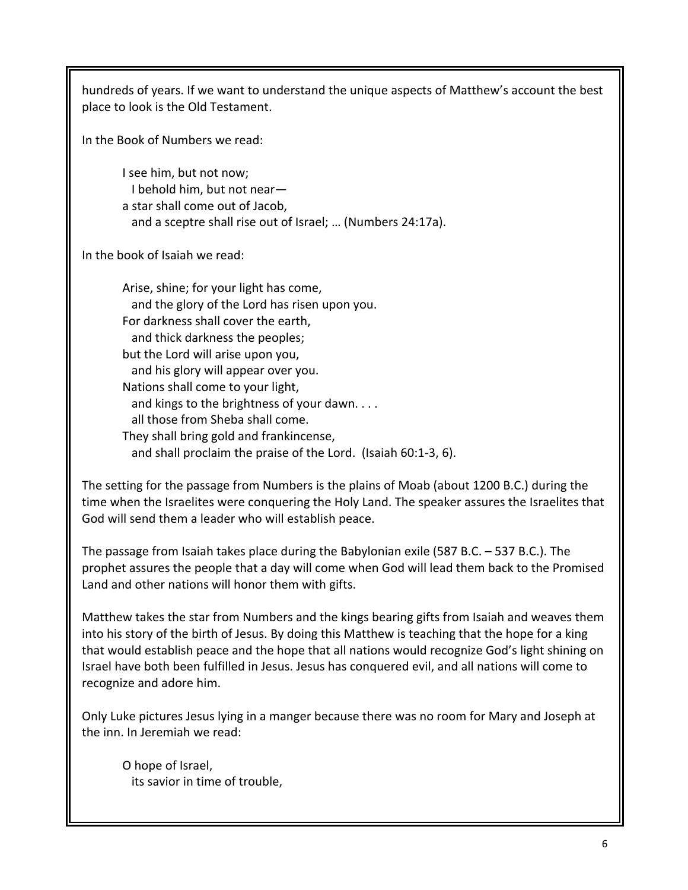hundreds of years. If we want to understand the unique aspects of Matthew's account the best place to look is the Old Testament.

In the Book of Numbers we read:

> I see him, but not now;
>   I behold him, but not near—
> a star shall come out of Jacob,
>   and a sceptre shall rise out of Israel; … (Numbers 24:17a).

In the book of Isaiah we read:

> Arise, shine; for your light has come,
>   and the glory of the Lord has risen upon you.
> For darkness shall cover the earth,
>   and thick darkness the peoples;
> but the Lord will arise upon you,
>   and his glory will appear over you.
> Nations shall come to your light,
>   and kings to the brightness of your dawn. . . .
>   all those from Sheba shall come.
> They shall bring gold and frankincense,
>   and shall proclaim the praise of the Lord. (Isaiah 60:1-3, 6).

The setting for the passage from Numbers is the plains of Moab (about 1200 B.C.) during the time when the Israelites were conquering the Holy Land. The speaker assures the Israelites that God will send them a leader who will establish peace.

The passage from Isaiah takes place during the Babylonian exile (587 B.C. – 537 B.C.). The prophet assures the people that a day will come when God will lead them back to the Promised Land and other nations will honor them with gifts.

Matthew takes the star from Numbers and the kings bearing gifts from Isaiah and weaves them into his story of the birth of Jesus. By doing this Matthew is teaching that the hope for a king that would establish peace and the hope that all nations would recognize God's light shining on Israel have both been fulfilled in Jesus. Jesus has conquered evil, and all nations will come to recognize and adore him.

Only Luke pictures Jesus lying in a manger because there was no room for Mary and Joseph at the inn. In Jeremiah we read:

> O hope of Israel,
>   its savior in time of trouble,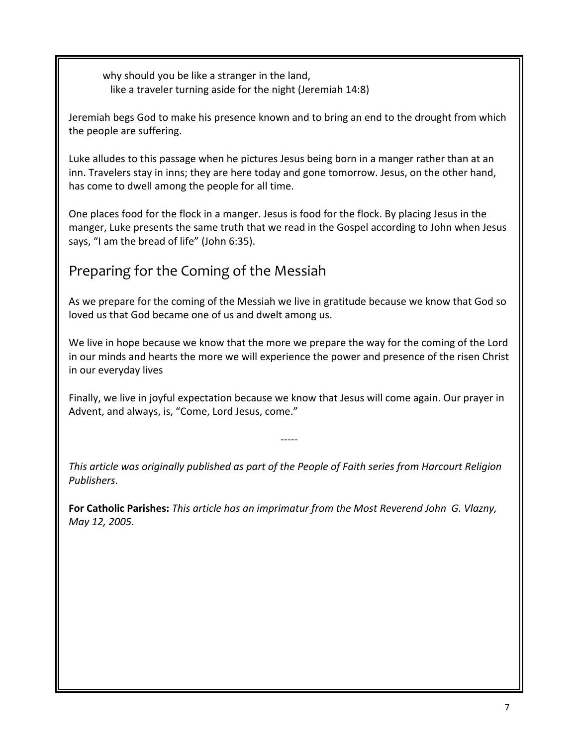why should you be like a stranger in the land,
like a traveler turning aside for the night (Jeremiah 14:8)

Jeremiah begs God to make his presence known and to bring an end to the drought from which the people are suffering.

Luke alludes to this passage when he pictures Jesus being born in a manger rather than at an inn. Travelers stay in inns; they are here today and gone tomorrow. Jesus, on the other hand, has come to dwell among the people for all time.

One places food for the flock in a manger. Jesus is food for the flock. By placing Jesus in the manger, Luke presents the same truth that we read in the Gospel according to John when Jesus says, "I am the bread of life" (John 6:35).

## Preparing for the Coming of the Messiah

As we prepare for the coming of the Messiah we live in gratitude because we know that God so loved us that God became one of us and dwelt among us.

We live in hope because we know that the more we prepare the way for the coming of the Lord in our minds and hearts the more we will experience the power and presence of the risen Christ in our everyday lives

Finally, we live in joyful expectation because we know that Jesus will come again. Our prayer in Advent, and always, is, "Come, Lord Jesus, come."

-----

*This article was originally published as part of the People of Faith series from Harcourt Religion Publishers*.

**For Catholic Parishes:** *This article has an imprimatur from the Most Reverend John G. Vlazny, May 12, 2005.*